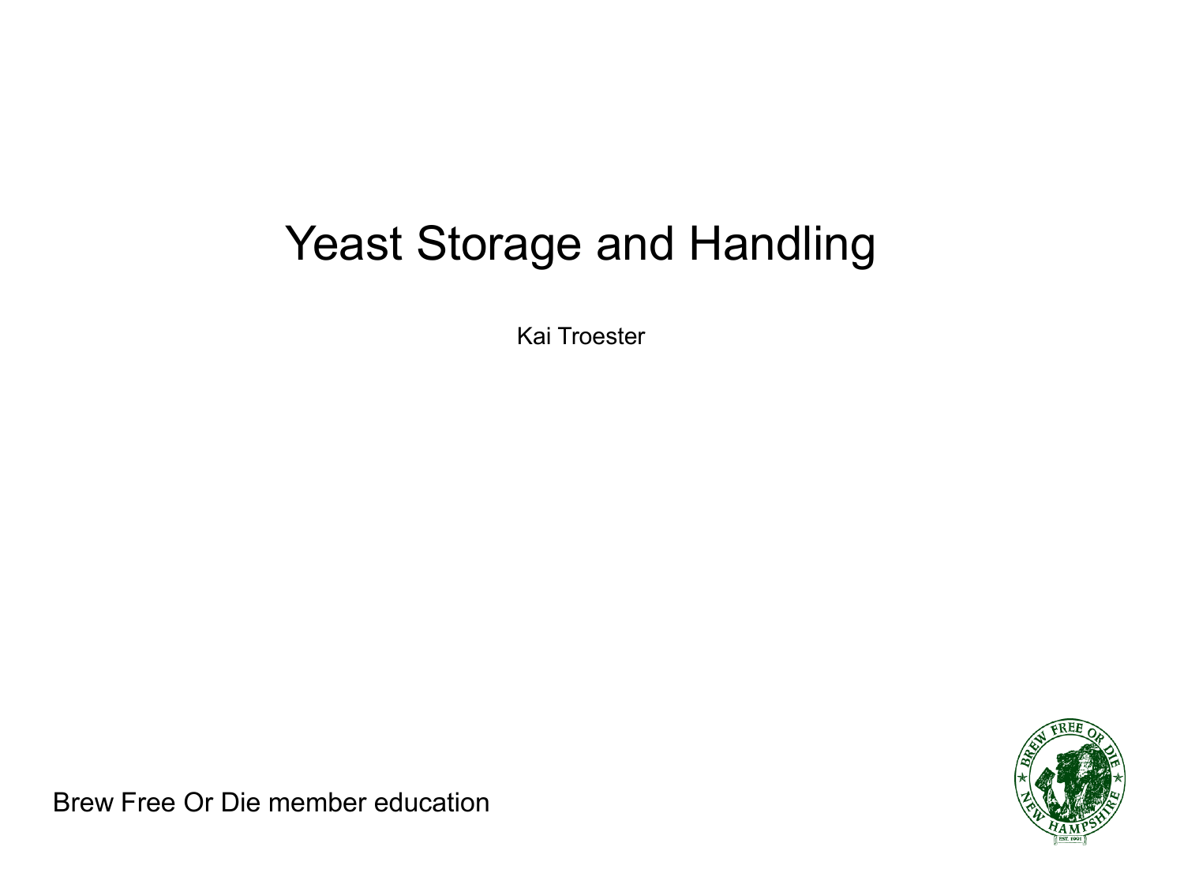# Yeast Storage and Handling

Kai Troester

Brew Free Or Die member education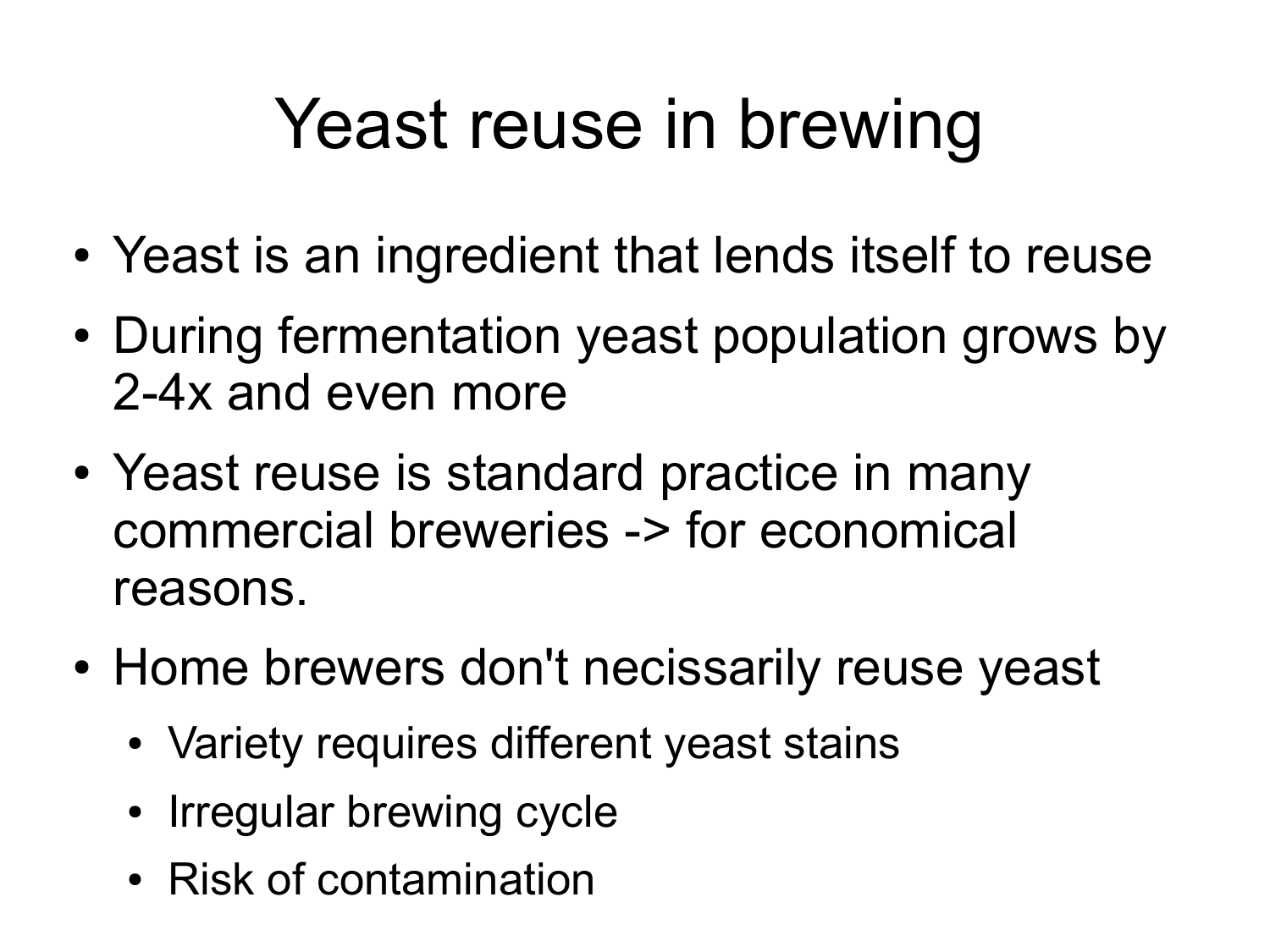# Yeast reuse in brewing

- Yeast is an ingredient that lends itself to reuse
- During fermentation yeast population grows by 2-4x and even more
- Yeast reuse is standard practice in many commercial breweries -> for economical reasons.
- Home brewers don't necissarily reuse yeast
  - Variety requires different yeast stains
  - Irregular brewing cycle
  - Risk of contamination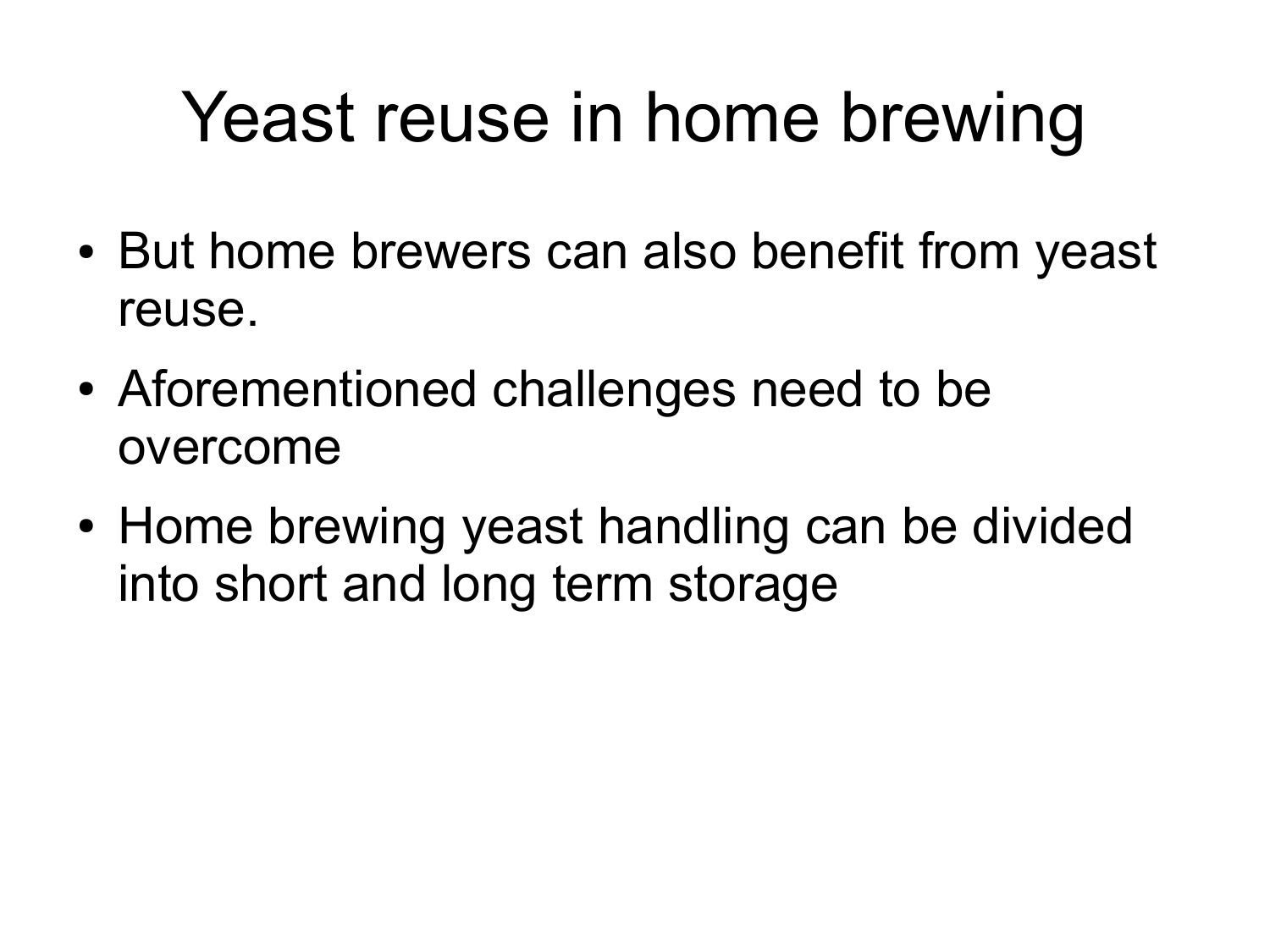# Yeast reuse in home brewing

- But home brewers can also benefit from yeast reuse.
- Aforementioned challenges need to be overcome
- Home brewing yeast handling can be divided into short and long term storage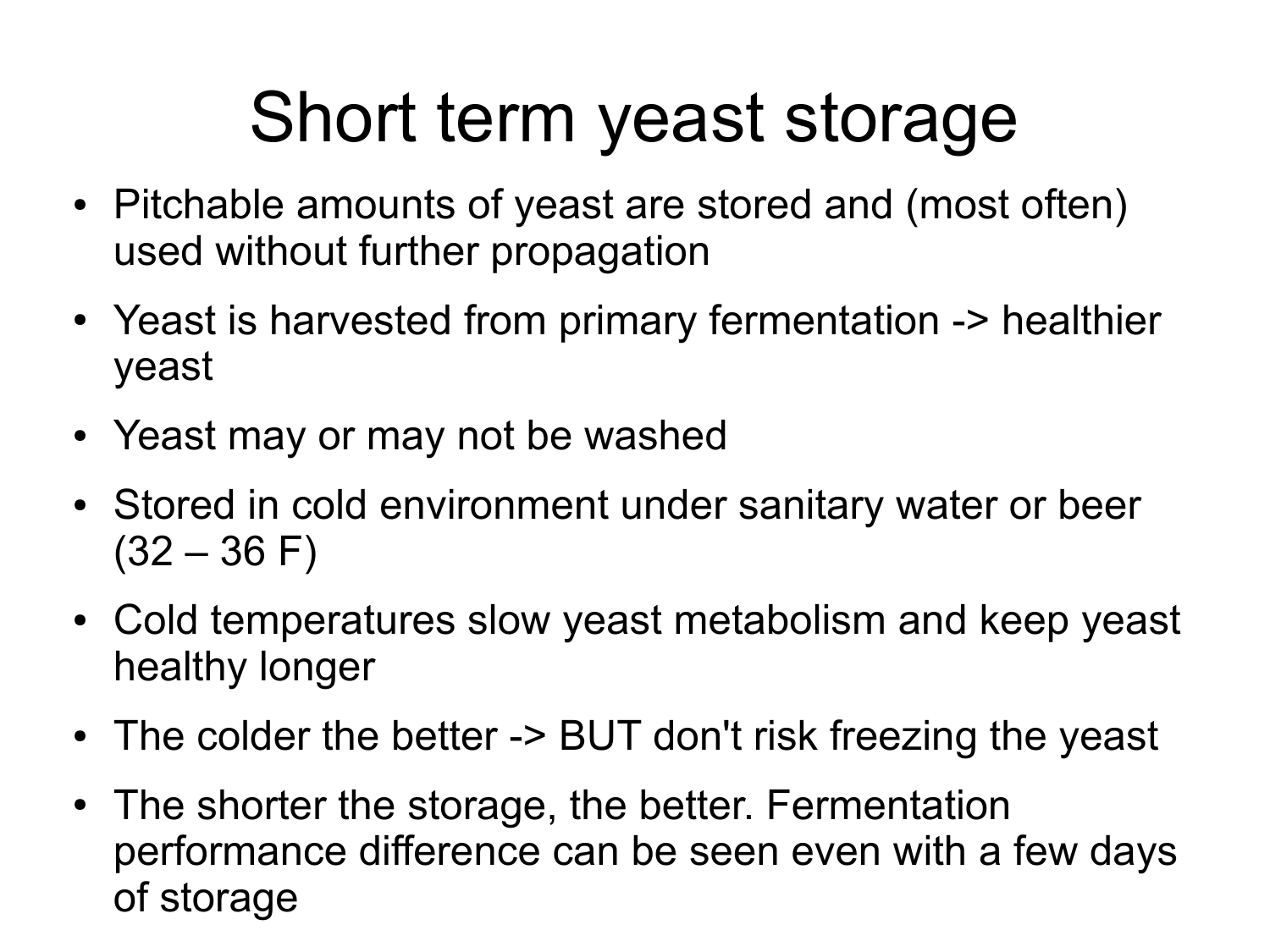# Short term yeast storage

- Pitchable amounts of yeast are stored and (most often) used without further propagation
- Yeast is harvested from primary fermentation -> healthier yeast
- Yeast may or may not be washed
- Stored in cold environment under sanitary water or beer (32 – 36 F)
- Cold temperatures slow yeast metabolism and keep yeast healthy longer
- The colder the better -> BUT don't risk freezing the yeast
- The shorter the storage, the better. Fermentation performance difference can be seen even with a few days of storage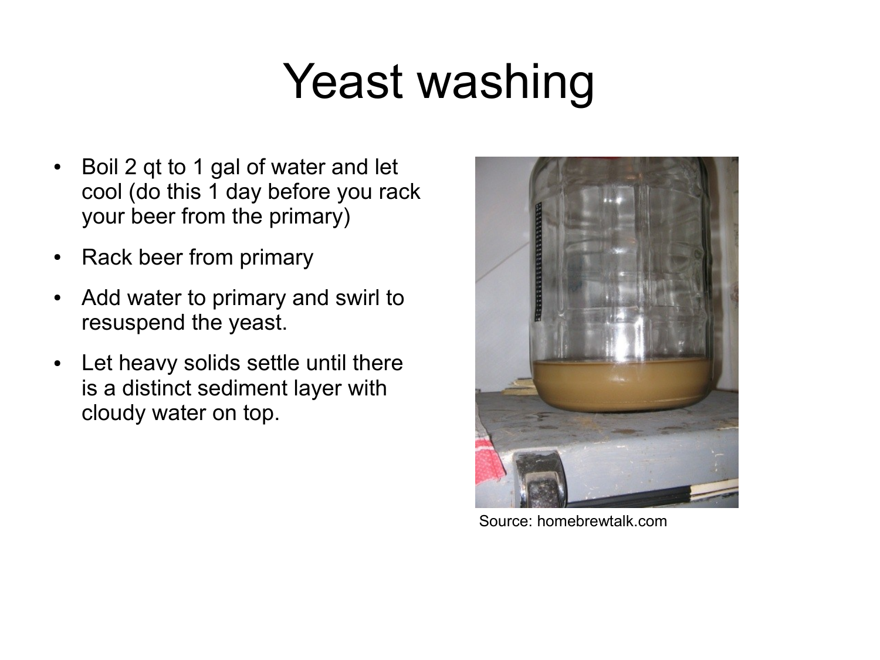# Yeast washing

- Boil 2 qt to 1 gal of water and let cool (do this 1 day before you rack your beer from the primary)
- Rack beer from primary
- Add water to primary and swirl to resuspend the yeast.
- Let heavy solids settle until there is a distinct sediment layer with cloudy water on top.

Source: homebrewtalk.com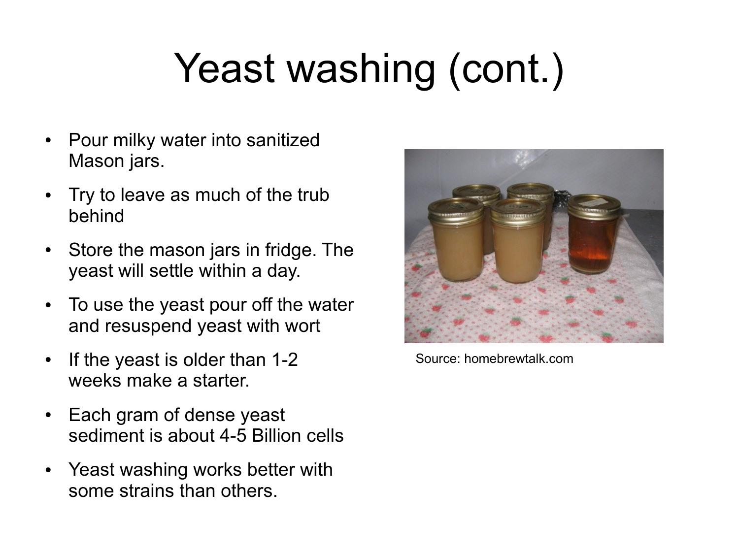# Yeast washing (cont.)

- Pour milky water into sanitized Mason jars.
- Try to leave as much of the trub behind
- Store the mason jars in fridge. The yeast will settle within a day.
- To use the yeast pour off the water and resuspend yeast with wort
- If the yeast is older than 1-2 weeks make a starter.
- Each gram of dense yeast sediment is about 4-5 Billion cells
- Yeast washing works better with some strains than others.

Source: homebrewtalk.com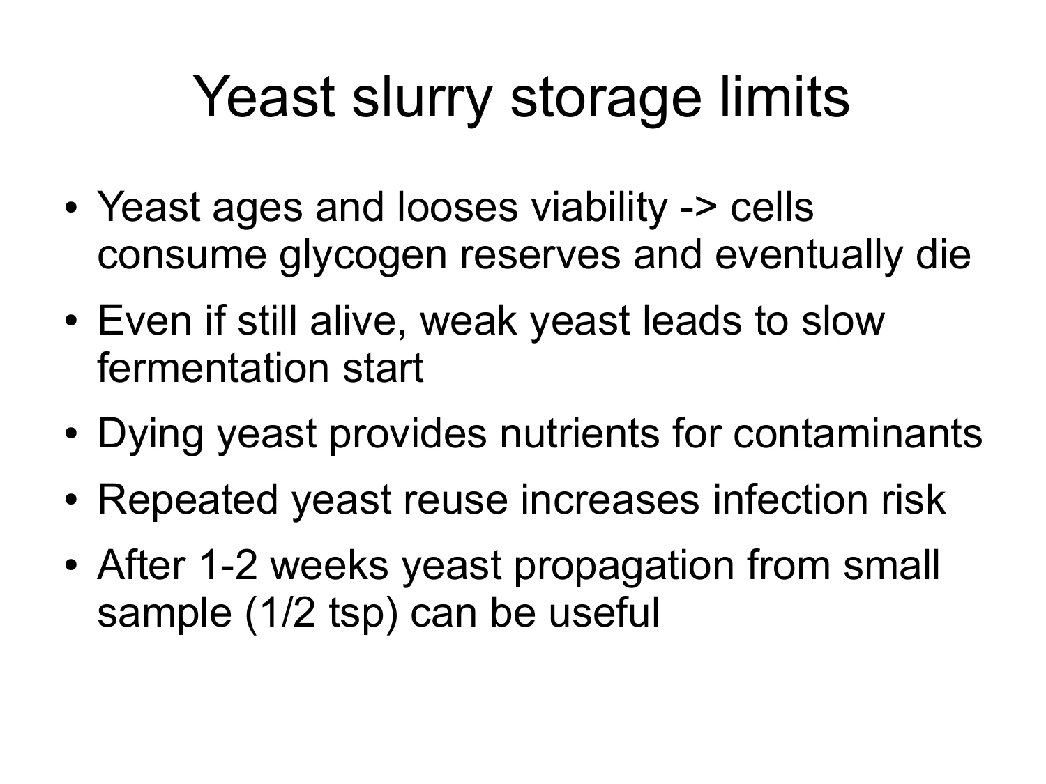# Yeast slurry storage limits

- Yeast ages and looses viability -> cells consume glycogen reserves and eventually die
- Even if still alive, weak yeast leads to slow fermentation start
- Dying yeast provides nutrients for contaminants
- Repeated yeast reuse increases infection risk
- After 1-2 weeks yeast propagation from small sample (1/2 tsp) can be useful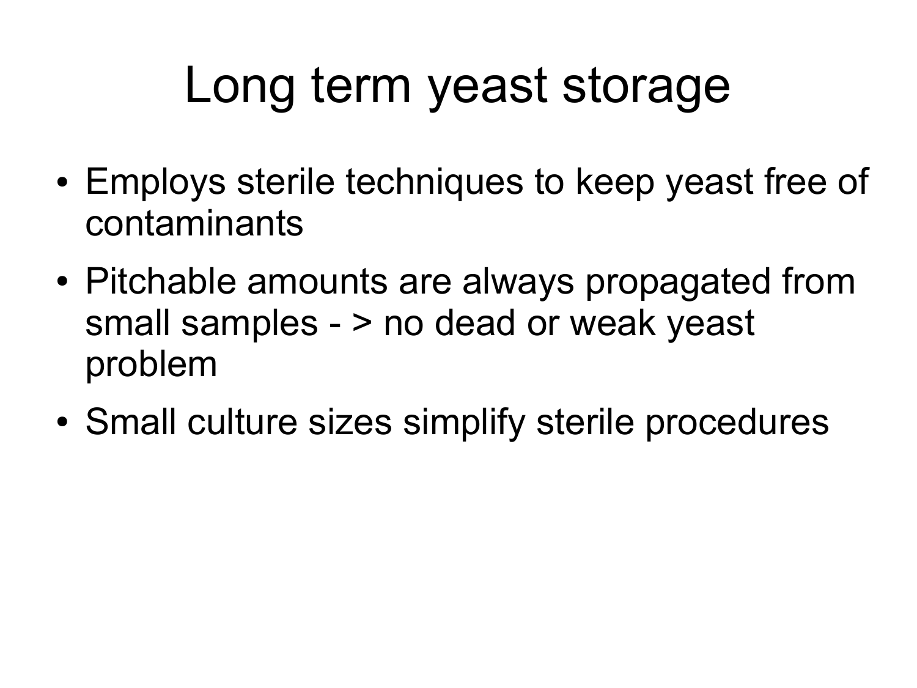# Long term yeast storage

- Employs sterile techniques to keep yeast free of contaminants
- Pitchable amounts are always propagated from small samples - > no dead or weak yeast problem
- Small culture sizes simplify sterile procedures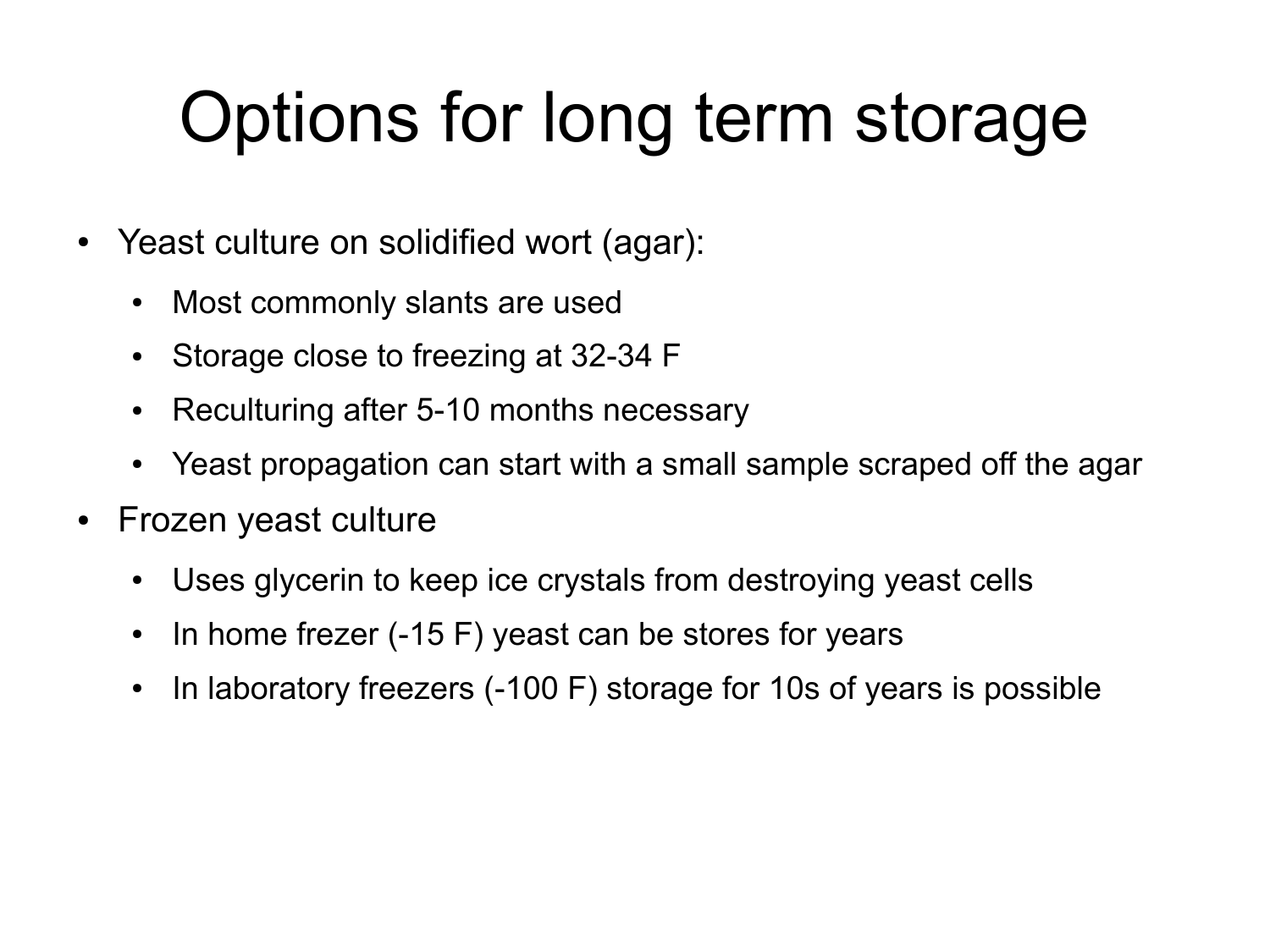# Options for long term storage

- Yeast culture on solidified wort (agar):
  - Most commonly slants are used
  - Storage close to freezing at 32-34 F
  - Reculturing after 5-10 months necessary
  - Yeast propagation can start with a small sample scraped off the agar
- Frozen yeast culture
  - Uses glycerin to keep ice crystals from destroying yeast cells
  - In home frezer (-15 F) yeast can be stores for years
  - In laboratory freezers (-100 F) storage for 10s of years is possible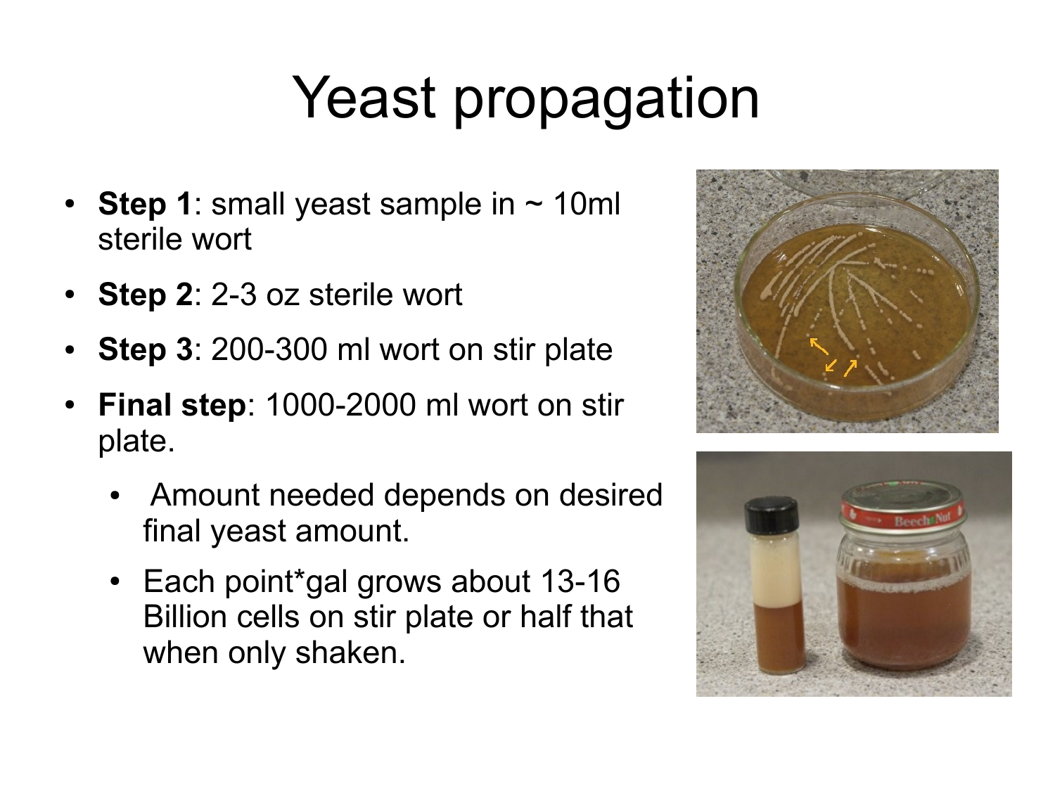# Yeast propagation

- **Step 1**: small yeast sample in ~ 10ml sterile wort
- **Step 2**: 2-3 oz sterile wort
- **Step 3**: 200-300 ml wort on stir plate
- **Final step**: 1000-2000 ml wort on stir plate.
  - Amount needed depends on desired final yeast amount.
  - Each point*gal grows about 13-16 Billion cells on stir plate or half that when only shaken.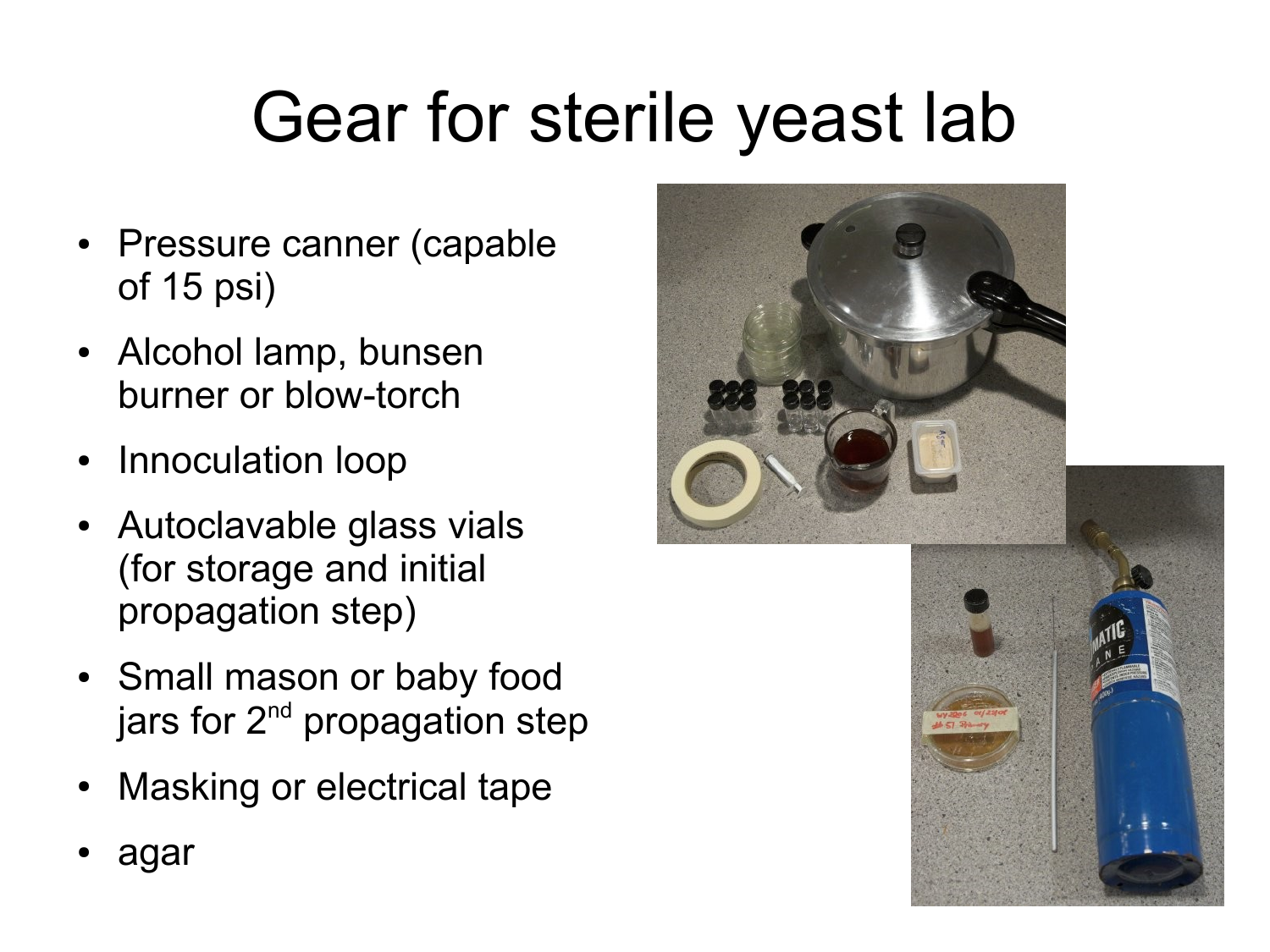# Gear for sterile yeast lab

- Pressure canner (capable of 15 psi)
- Alcohol lamp, bunsen burner or blow-torch
- Innoculation loop
- Autoclavable glass vials (for storage and initial propagation step)
- Small mason or baby food jars for 2nd propagation step
- Masking or electrical tape
- agar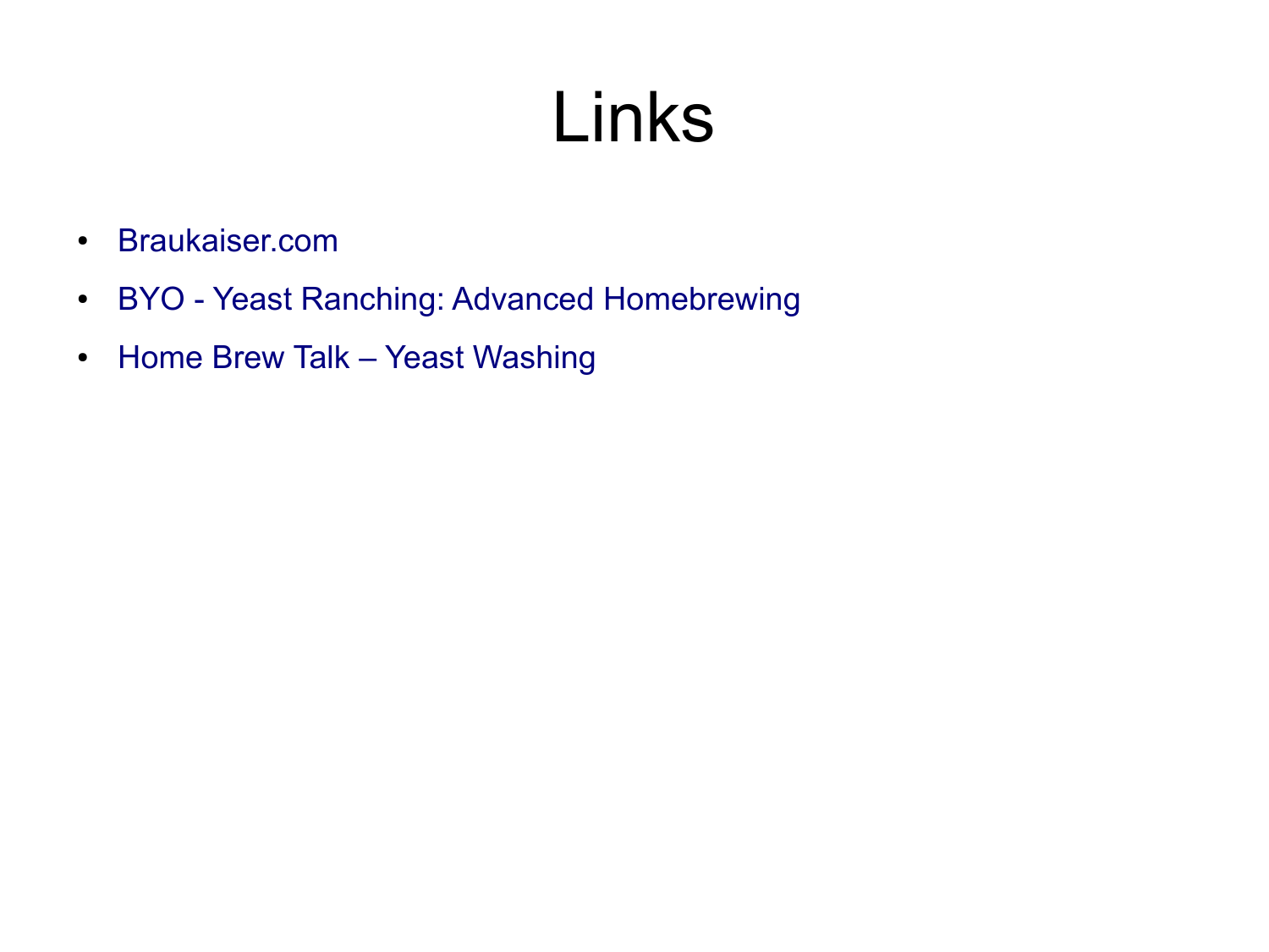# Links

- Braukaiser.com
- BYO - Yeast Ranching: Advanced Homebrewing
- Home Brew Talk – Yeast Washing